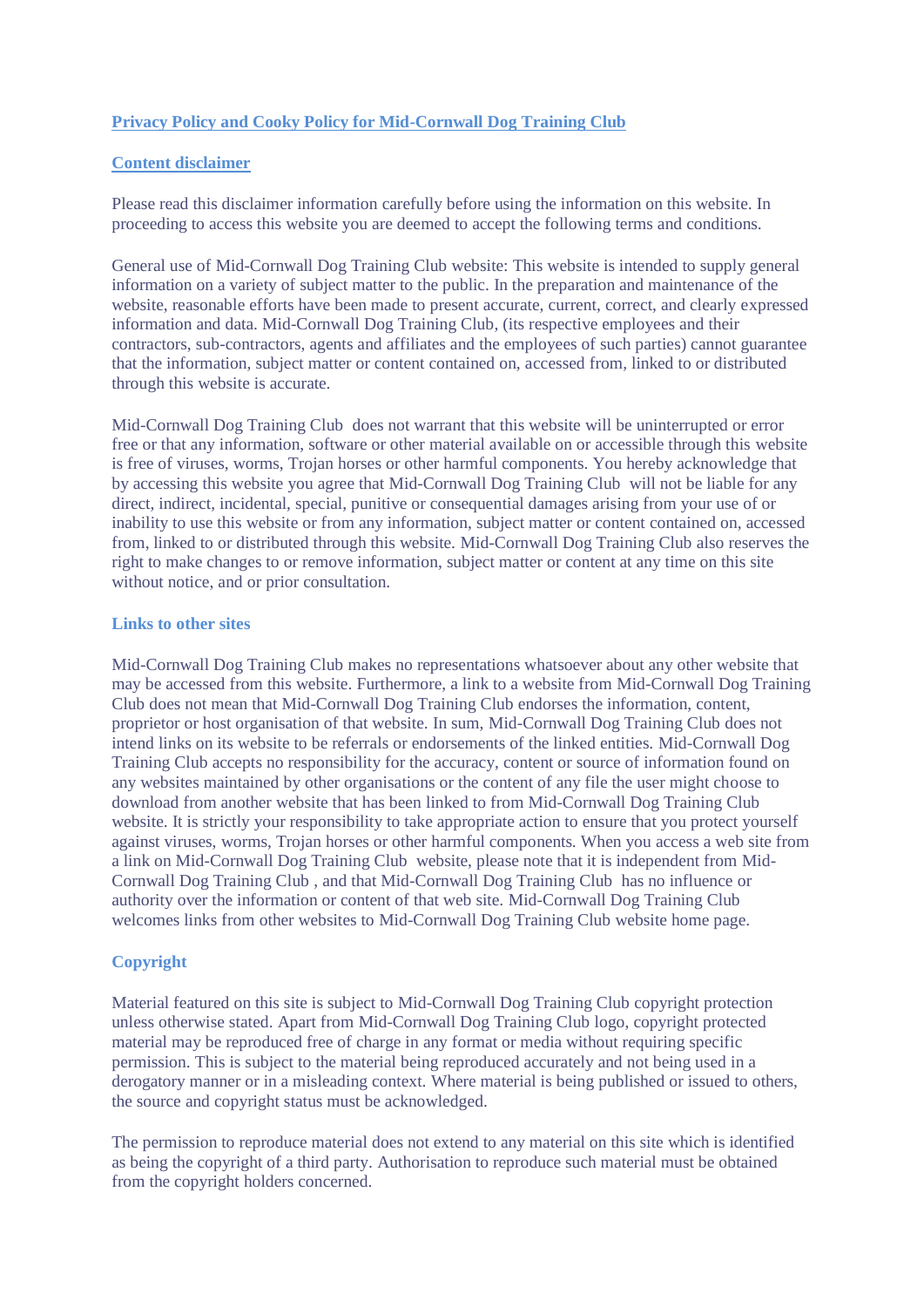# Privacy Policy and Cooky Policy for Mid-Cornwall Dog Training Club

## Content disclaimer

Please read this disclaimer information carefully before using the information on this website. In proceeding to access this website you are deemed to accept the following terms and conditions.

General use of Mid-Cornwall Dog Training Club website: This website is intended to supply general information on a variety of subject matter to the public. In the preparation and maintenance of the website, reasonable efforts have been made to present accurate, current, correct, and clearly expressed information and data. Mid-Cornwall Dog Training Club, (its respective employees and their contractors, sub-contractors, agents and affiliates and the employees of such parties) cannot guarantee that the information, subject matter or content contained on, accessed from, linked to or distributed through this website is accurate.

Mid-Cornwall Dog Training Club does not warrant that this website will be uninterrupted or error free or that any information, software or other material available on or accessible through this website is free of viruses, worms, Trojan horses or other harmful components. You hereby acknowledge that by accessing this website you agree that Mid-Cornwall Dog Training Club will not be liable for any direct, indirect, incidental, special, punitive or consequential damages arising from your use of or inability to use this website or from any information, subject matter or content contained on, accessed from, linked to or distributed through this website. Mid-Cornwall Dog Training Club also reserves the right to make changes to or remove information, subject matter or content at any time on this site without notice, and or prior consultation.

### Links to other sites

Mid-Cornwall Dog Training Club makes no representations whatsoever about any other website that may be accessed from this website. Furthermore, a link to a website from Mid-Cornwall Dog Training Club does not mean that Mid-Cornwall Dog Training Club endorses the information, content, proprietor or host organisation of that website. In sum, Mid-Cornwall Dog Training Club does not intend links on its website to be referrals or endorsements of the linked entities. Mid-Cornwall Dog Training Club accepts no responsibility for the accuracy, content or source of information found on any websites maintained by other organisations or the content of any file the user might choose to download from another website that has been linked to from Mid-Cornwall Dog Training Club website. It is strictly your responsibility to take appropriate action to ensure that you protect yourself against viruses, worms, Trojan horses or other harmful components. When you access a web site from a link on Mid-Cornwall Dog Training Club website, please note that it is independent from Mid-Cornwall Dog Training Club , and that Mid-Cornwall Dog Training Club has no influence or authority over the information or content of that web site. Mid-Cornwall Dog Training Club welcomes links from other websites to Mid-Cornwall Dog Training Club website home page.

### Copyright

Material featured on this site is subject to Mid-Cornwall Dog Training Club copyright protection unless otherwise stated. Apart from Mid-Cornwall Dog Training Club logo, copyright protected material may be reproduced free of charge in any format or media without requiring specific permission. This is subject to the material being reproduced accurately and not being used in a derogatory manner or in a misleading context. Where material is being published or issued to others, the source and copyright status must be acknowledged.

The permission to reproduce material does not extend to any material on this site which is identified as being the copyright of a third party. Authorisation to reproduce such material must be obtained from the copyright holders concerned.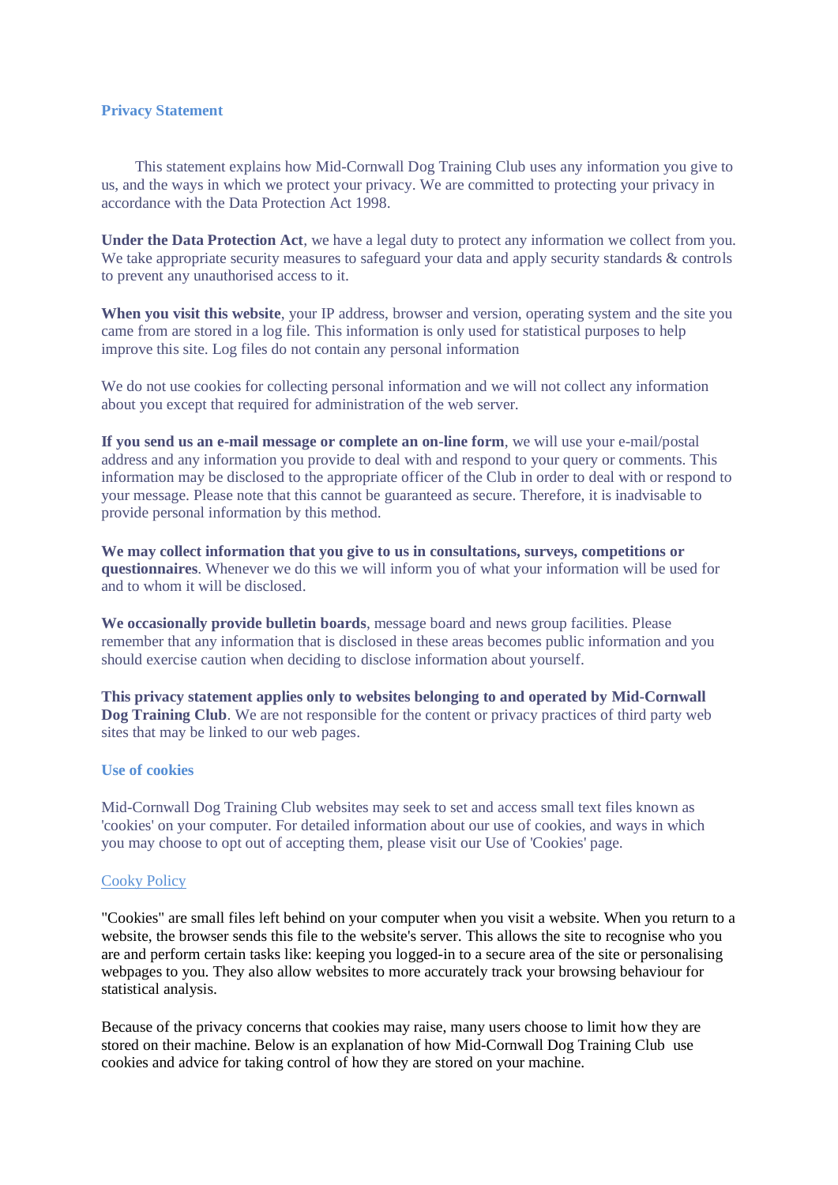## Privacy Statement

This statement explains how Mid-Cornwall Dog Training Club uses any information you give to us, and the ways in which we protect your privacy. We are committed to protecting your privacy in accordance with the Data Protection Act 1998.

**Under the Data Protection Act**, we have a legal duty to protect any information we collect from you. We take appropriate security measures to safeguard your data and apply security standards & controls to prevent any unauthorised access to it.

**When you visit this website**, your IP address, browser and version, operating system and the site you came from are stored in a log file. This information is only used for statistical purposes to help improve this site. Log files do not contain any personal information

We do not use cookies for collecting personal information and we will not collect any information about you except that required for administration of the web server.

**If you send us an e-mail message or complete an on-line form**, we will use your e-mail/postal address and any information you provide to deal with and respond to your query or comments. This information may be disclosed to the appropriate officer of the Club in order to deal with or respond to your message. Please note that this cannot be guaranteed as secure. Therefore, it is inadvisable to provide personal information by this method.

**We may collect information that you give to us in consultations, surveys, competitions or questionnaires**. Whenever we do this we will inform you of what your information will be used for and to whom it will be disclosed.

**We occasionally provide bulletin boards**, message board and news group facilities. Please remember that any information that is disclosed in these areas becomes public information and you should exercise caution when deciding to disclose information about yourself.

**This privacy statement applies only to websites belonging to and operated by Mid-Cornwall Dog Training Club**. We are not responsible for the content or privacy practices of third party web sites that may be linked to our web pages.

## Use of cookies

Mid-Cornwall Dog Training Club websites may seek to set and access small text files known as 'cookies' on your computer. For detailed information about our use of cookies, and ways in which you may choose to opt out of accepting them, please visit our Use of 'Cookies' page.

## Cooky Policy

"Cookies" are small files left behind on your computer when you visit a website. When you return to a website, the browser sends this file to the website's server. This allows the site to recognise who you are and perform certain tasks like: keeping you logged-in to a secure area of the site or personalising webpages to you. They also allow websites to more accurately track your browsing behaviour for statistical analysis.

Because of the privacy concerns that cookies may raise, many users choose to limit how they are stored on their machine. Below is an explanation of how Mid-Cornwall Dog Training Club use cookies and advice for taking control of how they are stored on your machine.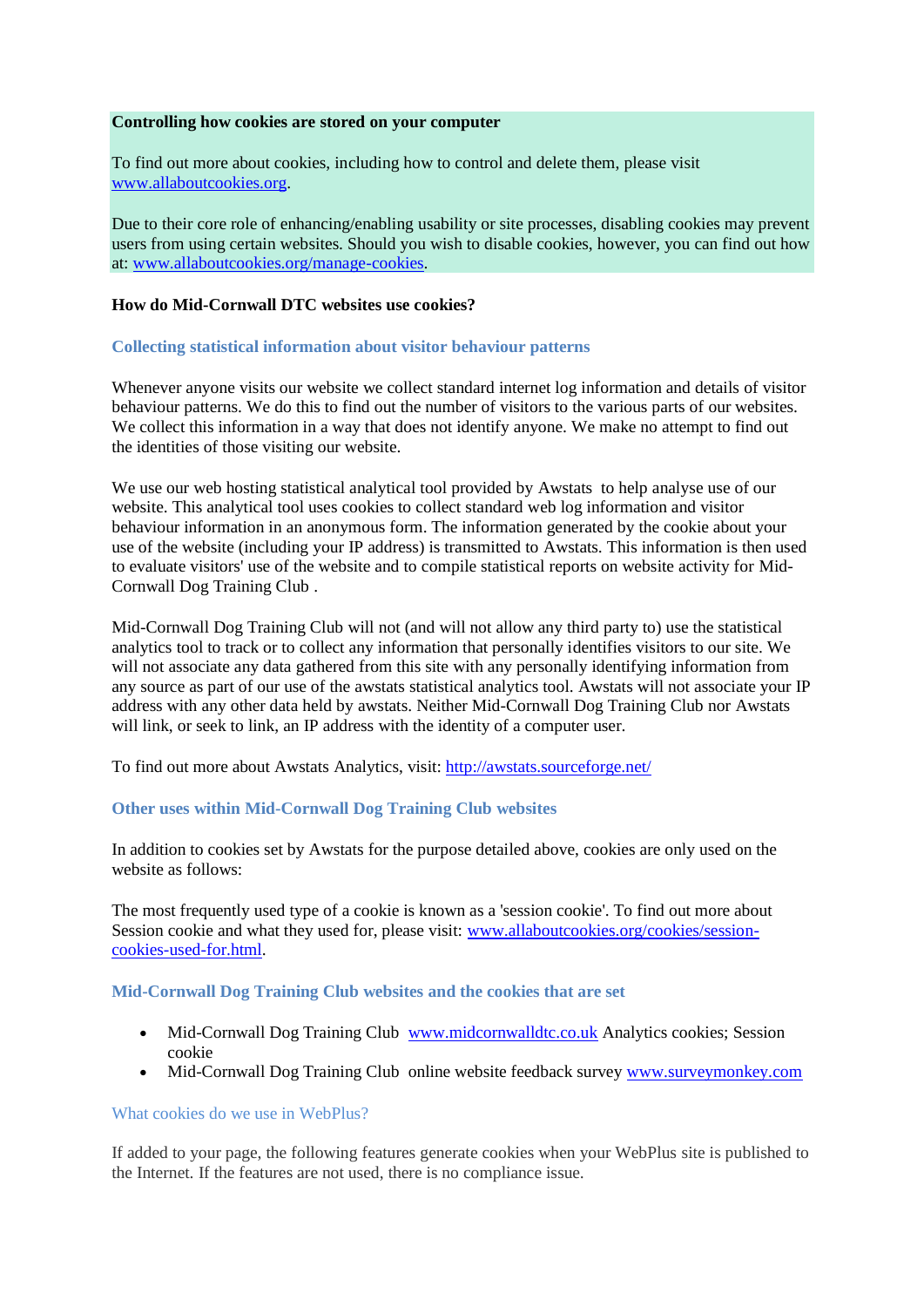**Controlling how cookies are stored on your computer**

To find out more about cookies, including how to control and delete them, please visit [www.allaboutcookies.org](http://www.allaboutcookies.org).

Due to their core role of enhancing/enabling usability or site processes, disabling cookies may prevent users from using certain websites. Should you wish to disable cookies, however, you can find out how at: [www.allaboutcookies.org/manage-cookies](http://www.allaboutcookies.org/manage-cookies).

**How do Mid-Cornwall DTC websites use cookies?**

### Collecting statistical information about visitor behaviour patterns

Whenever anyone visits our website we collect standard internet log information and details of visitor behaviour patterns. We do this to find out the number of visitors to the various parts of our websites. We collect this information in a way that does not identify anyone. We make no attempt to find out the identities of those visiting our website.

We use our web hosting statistical analytical tool provided by Awstats to help analyse use of our website. This analytical tool uses cookies to collect standard web log information and visitor behaviour information in an anonymous form. The information generated by the cookie about your use of the website (including your IP address) is transmitted to Awstats. This information is then used to evaluate visitors' use of the website and to compile statistical reports on website activity for Mid-Cornwall Dog Training Club .

Mid-Cornwall Dog Training Club will not (and will not allow any third party to) use the statistical analytics tool to track or to collect any information that personally identifies visitors to our site. We will not associate any data gathered from this site with any personally identifying information from any source as part of our use of the awstats statistical analytics tool. Awstats will not associate your IP address with any other data held by awstats. Neither Mid-Cornwall Dog Training Club nor Awstats will link, or seek to link, an IP address with the identity of a computer user.

To find out more about Awstats Analytics, visit: [http://awstats.sourceforge.net/](http://awstats.sourceforge.net/)

### Other uses within Mid-Cornwall Dog Training Club websites

In addition to cookies set by Awstats for the purpose detailed above, cookies are only used on the website as follows:

The most frequently used type of a cookie is known as a 'session cookie'. To find out more about Session cookie and what they used for, please visit: [www.allaboutcookies.org/cookies/session-cookies-used-for.html](http://www.allaboutcookies.org/cookies/session-cookies-used-for.html).

### Mid-Cornwall Dog Training Club websites and the cookies that are set

- Mid-Cornwall Dog Training Club [www.midcornwalldtc.co.uk](http://www.midcornwalldtc.co.uk) Analytics cookies; Session cookie
- Mid-Cornwall Dog Training Club online website feedback survey [www.surveymonkey.com](http://www.surveymonkey.com)

### What cookies do we use in WebPlus?

If added to your page, the following features generate cookies when your WebPlus site is published to the Internet. If the features are not used, there is no compliance issue.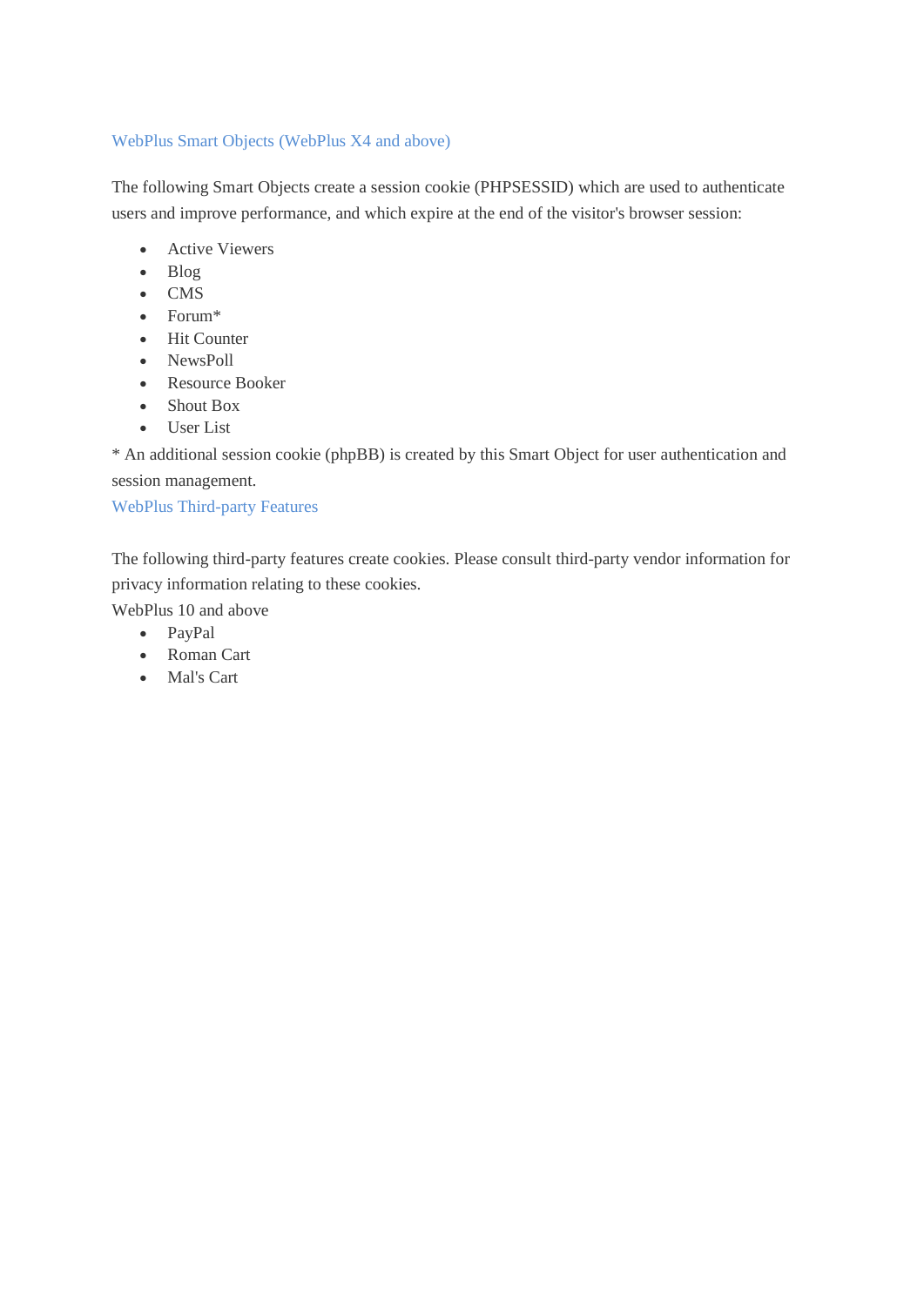## WebPlus Smart Objects (WebPlus X4 and above)

The following Smart Objects create a session cookie (PHPSESSID) which are used to authenticate users and improve performance, and which expire at the end of the visitor's browser session:

- Active Viewers
- Blog
- CMS
- Forum*
- Hit Counter
- NewsPoll
- Resource Booker
- Shout Box
- User List

* An additional session cookie (phpBB) is created by this Smart Object for user authentication and session management.

## WebPlus Third-party Features

The following third-party features create cookies. Please consult third-party vendor information for privacy information relating to these cookies.

WebPlus 10 and above

- PayPal
- Roman Cart
- Mal's Cart